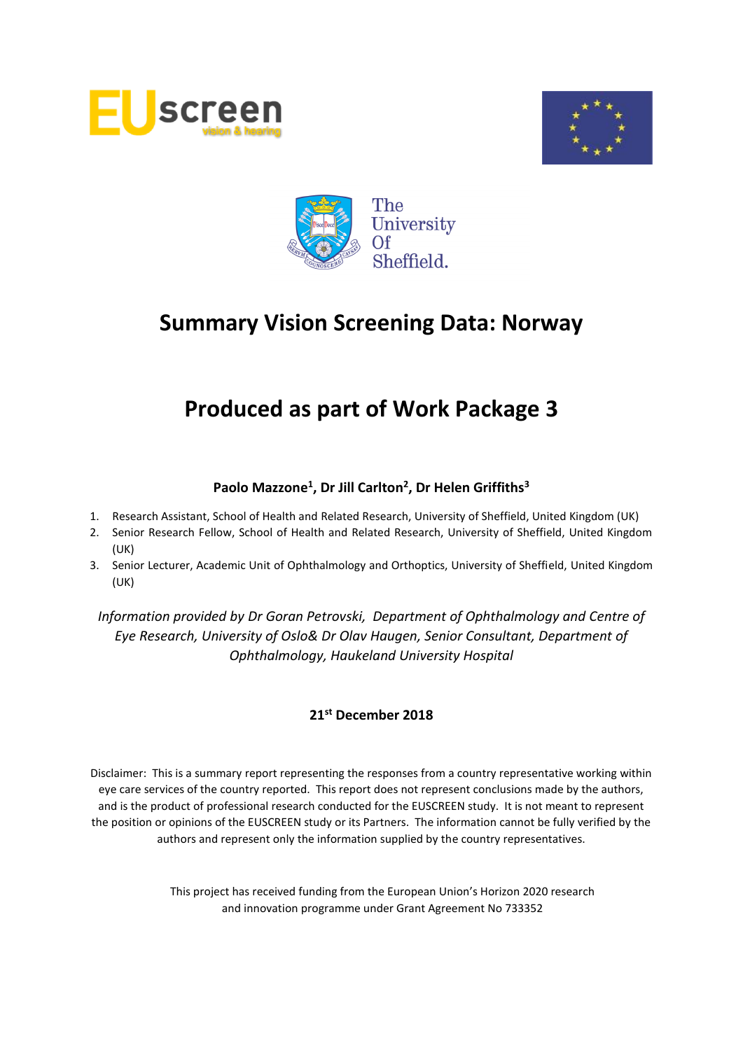# Summary Vision Screening Data: Norway

# Produced as part of Work Package 3

**Paolo Mazzone[1], Dr Jill Carlton[2], Dr Helen Griffiths[3]**

1. Research Assistant, School of Health and Related Research, University of Sheffield, United Kingdom (UK)
2. Senior Research Fellow, School of Health and Related Research, University of Sheffield, United Kingdom (UK)
3. Senior Lecturer, Academic Unit of Ophthalmology and Orthoptics, University of Sheffield, United Kingdom (UK)

*Information provided by Dr Goran Petrovski, Department of Ophthalmology and Centre of Eye Research, University of Oslo& Dr Olav Haugen, Senior Consultant, Department of Ophthalmology, Haukeland University Hospital*

**21st December 2018**

Disclaimer: This is a summary report representing the responses from a country representative working within eye care services of the country reported. This report does not represent conclusions made by the authors, and is the product of professional research conducted for the EUSCREEN study. It is not meant to represent the position or opinions of the EUSCREEN study or its Partners. The information cannot be fully verified by the authors and represent only the information supplied by the country representatives.

This project has received funding from the European Union's Horizon 2020 research and innovation programme under Grant Agreement No 733352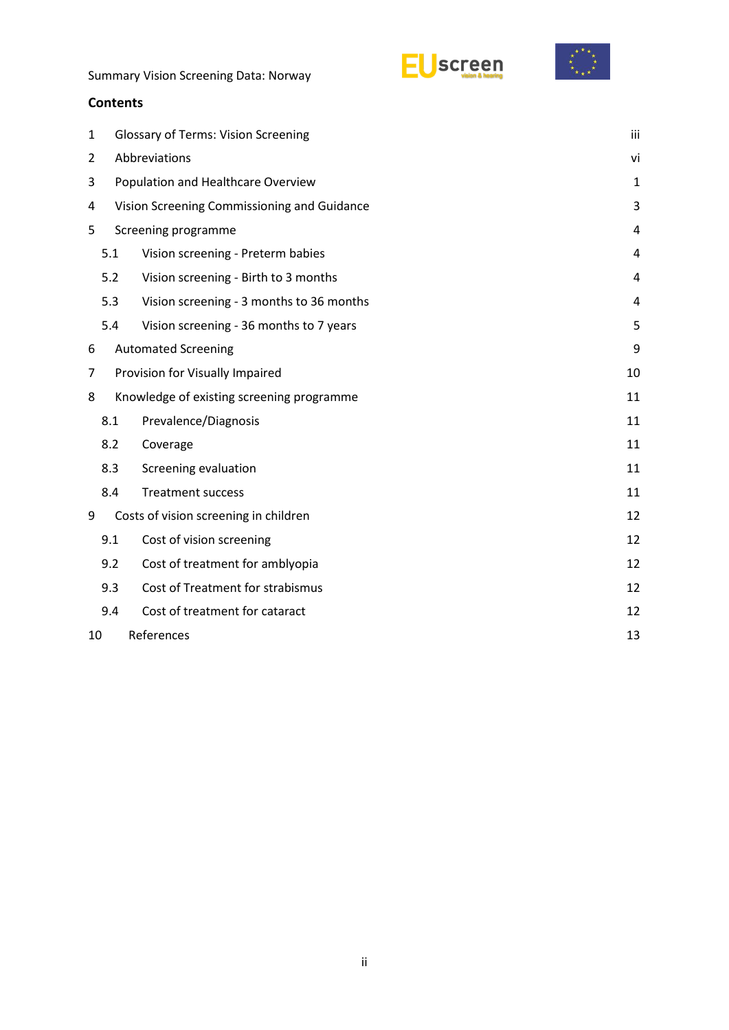## Contents

| | | |
|---|---|---|
| 1 | Glossary of Terms: Vision Screening | iii |
| 2 | Abbreviations | vi |
| 3 | Population and Healthcare Overview | 1 |
| 4 | Vision Screening Commissioning and Guidance | 3 |
| 5 | Screening programme | 4 |
| 5.1 | Vision screening - Preterm babies | 4 |
| 5.2 | Vision screening - Birth to 3 months | 4 |
| 5.3 | Vision screening - 3 months to 36 months | 4 |
| 5.4 | Vision screening - 36 months to 7 years | 5 |
| 6 | Automated Screening | 9 |
| 7 | Provision for Visually Impaired | 10 |
| 8 | Knowledge of existing screening programme | 11 |
| 8.1 | Prevalence/Diagnosis | 11 |
| 8.2 | Coverage | 11 |
| 8.3 | Screening evaluation | 11 |
| 8.4 | Treatment success | 11 |
| 9 | Costs of vision screening in children | 12 |
| 9.1 | Cost of vision screening | 12 |
| 9.2 | Cost of treatment for amblyopia | 12 |
| 9.3 | Cost of Treatment for strabismus | 12 |
| 9.4 | Cost of treatment for cataract | 12 |
| 10 | References | 13 |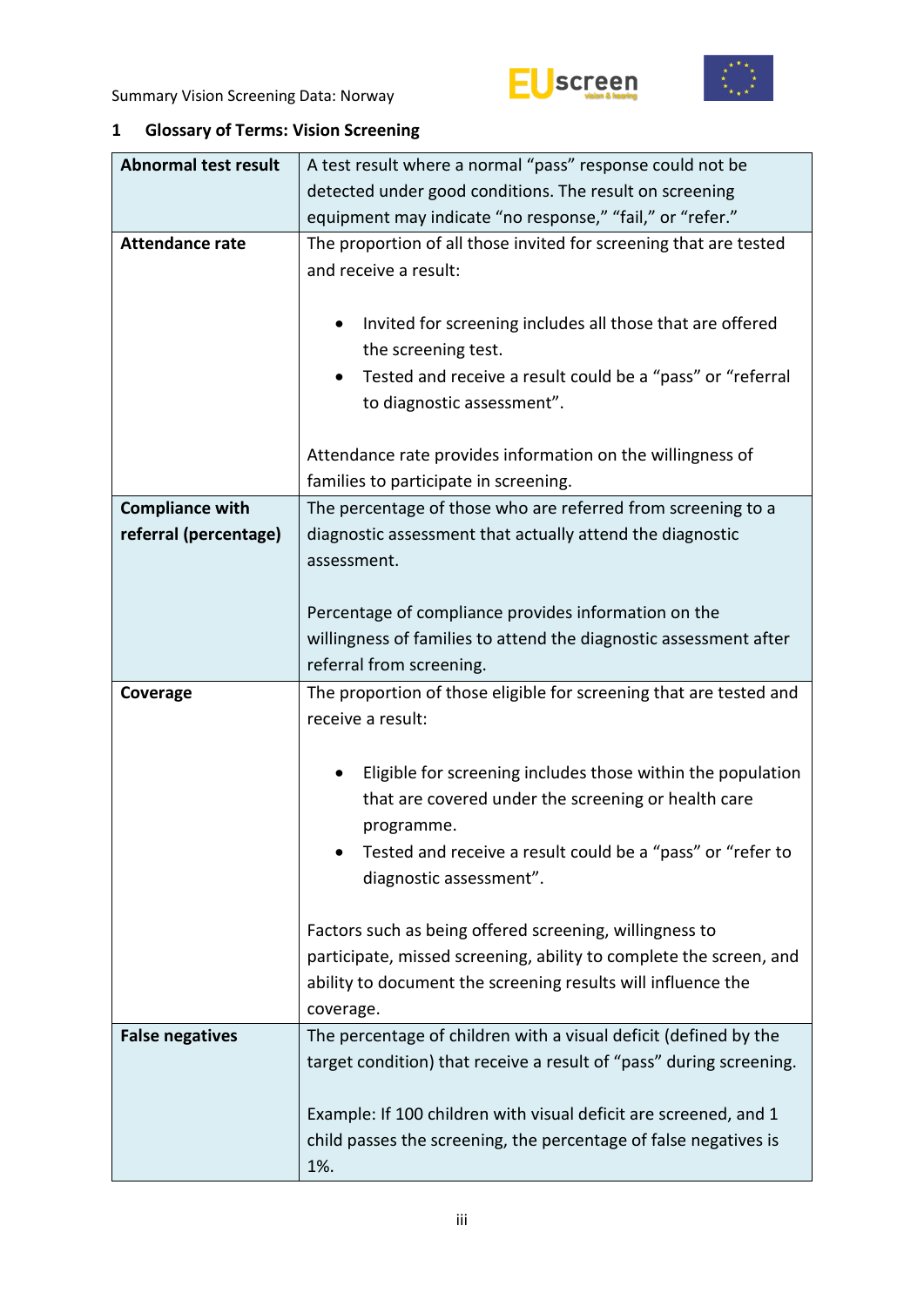## 1 Glossary of Terms: Vision Screening

| | |
|---|---|
| **Abnormal test result** | A test result where a normal "pass" response could not be detected under good conditions. The result on screening equipment may indicate "no response," "fail," or "refer." |
| **Attendance rate** | The proportion of all those invited for screening that are tested and receive a result:<br><br>• Invited for screening includes all those that are offered the screening test.<br>• Tested and receive a result could be a "pass" or "referral to diagnostic assessment".<br><br>Attendance rate provides information on the willingness of families to participate in screening. |
| **Compliance with referral (percentage)** | The percentage of those who are referred from screening to a diagnostic assessment that actually attend the diagnostic assessment.<br><br>Percentage of compliance provides information on the willingness of families to attend the diagnostic assessment after referral from screening. |
| **Coverage** | The proportion of those eligible for screening that are tested and receive a result:<br><br>• Eligible for screening includes those within the population that are covered under the screening or health care programme.<br>• Tested and receive a result could be a "pass" or "refer to diagnostic assessment".<br><br>Factors such as being offered screening, willingness to participate, missed screening, ability to complete the screen, and ability to document the screening results will influence the coverage. |
| **False negatives** | The percentage of children with a visual deficit (defined by the target condition) that receive a result of "pass" during screening.<br><br>Example: If 100 children with visual deficit are screened, and 1 child passes the screening, the percentage of false negatives is 1%. |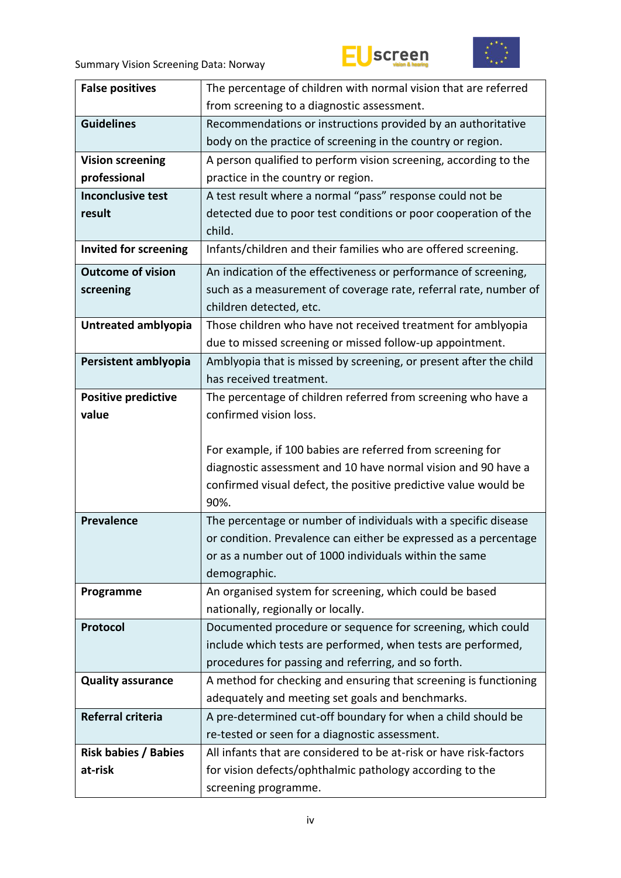| | |
|---|---|
| **False positives** | The percentage of children with normal vision that are referred from screening to a diagnostic assessment. |
| **Guidelines** | Recommendations or instructions provided by an authoritative body on the practice of screening in the country or region. |
| **Vision screening professional** | A person qualified to perform vision screening, according to the practice in the country or region. |
| **Inconclusive test result** | A test result where a normal "pass" response could not be detected due to poor test conditions or poor cooperation of the child. |
| **Invited for screening** | Infants/children and their families who are offered screening. |
| **Outcome of vision screening** | An indication of the effectiveness or performance of screening, such as a measurement of coverage rate, referral rate, number of children detected, etc. |
| **Untreated amblyopia** | Those children who have not received treatment for amblyopia due to missed screening or missed follow-up appointment. |
| **Persistent amblyopia** | Amblyopia that is missed by screening, or present after the child has received treatment. |
| **Positive predictive value** | The percentage of children referred from screening who have a confirmed vision loss.<br><br>For example, if 100 babies are referred from screening for diagnostic assessment and 10 have normal vision and 90 have a confirmed visual defect, the positive predictive value would be 90%. |
| **Prevalence** | The percentage or number of individuals with a specific disease or condition. Prevalence can either be expressed as a percentage or as a number out of 1000 individuals within the same demographic. |
| **Programme** | An organised system for screening, which could be based nationally, regionally or locally. |
| **Protocol** | Documented procedure or sequence for screening, which could include which tests are performed, when tests are performed, procedures for passing and referring, and so forth. |
| **Quality assurance** | A method for checking and ensuring that screening is functioning adequately and meeting set goals and benchmarks. |
| **Referral criteria** | A pre-determined cut-off boundary for when a child should be re-tested or seen for a diagnostic assessment. |
| **Risk babies / Babies at-risk** | All infants that are considered to be at-risk or have risk-factors for vision defects/ophthalmic pathology according to the screening programme. |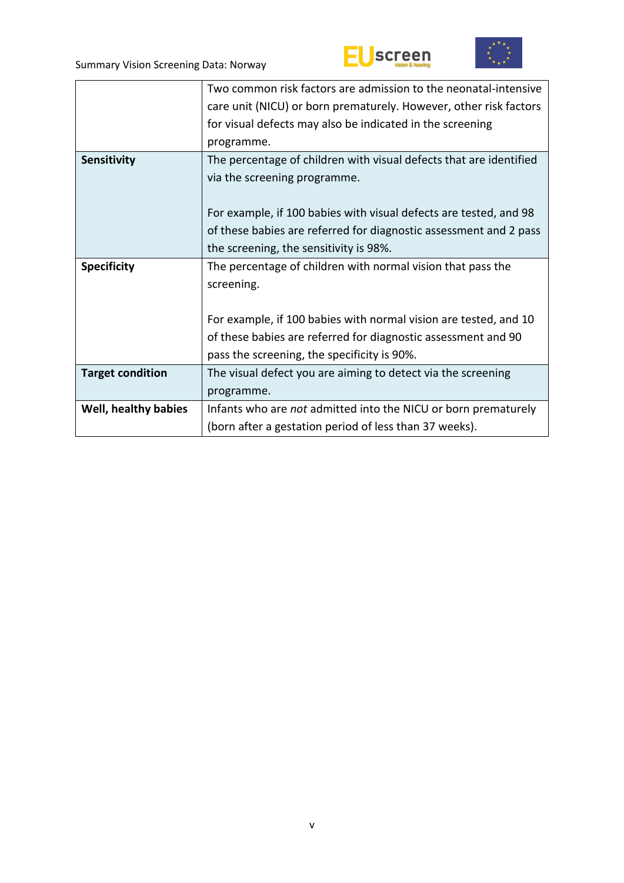| | |
|---|---|
| | Two common risk factors are admission to the neonatal-intensive care unit (NICU) or born prematurely. However, other risk factors for visual defects may also be indicated in the screening programme. |
| **Sensitivity** | The percentage of children with visual defects that are identified via the screening programme.<br><br>For example, if 100 babies with visual defects are tested, and 98 of these babies are referred for diagnostic assessment and 2 pass the screening, the sensitivity is 98%. |
| **Specificity** | The percentage of children with normal vision that pass the screening.<br><br>For example, if 100 babies with normal vision are tested, and 10 of these babies are referred for diagnostic assessment and 90 pass the screening, the specificity is 90%. |
| **Target condition** | The visual defect you are aiming to detect via the screening programme. |
| **Well, healthy babies** | Infants who are *not* admitted into the NICU or born prematurely (born after a gestation period of less than 37 weeks). |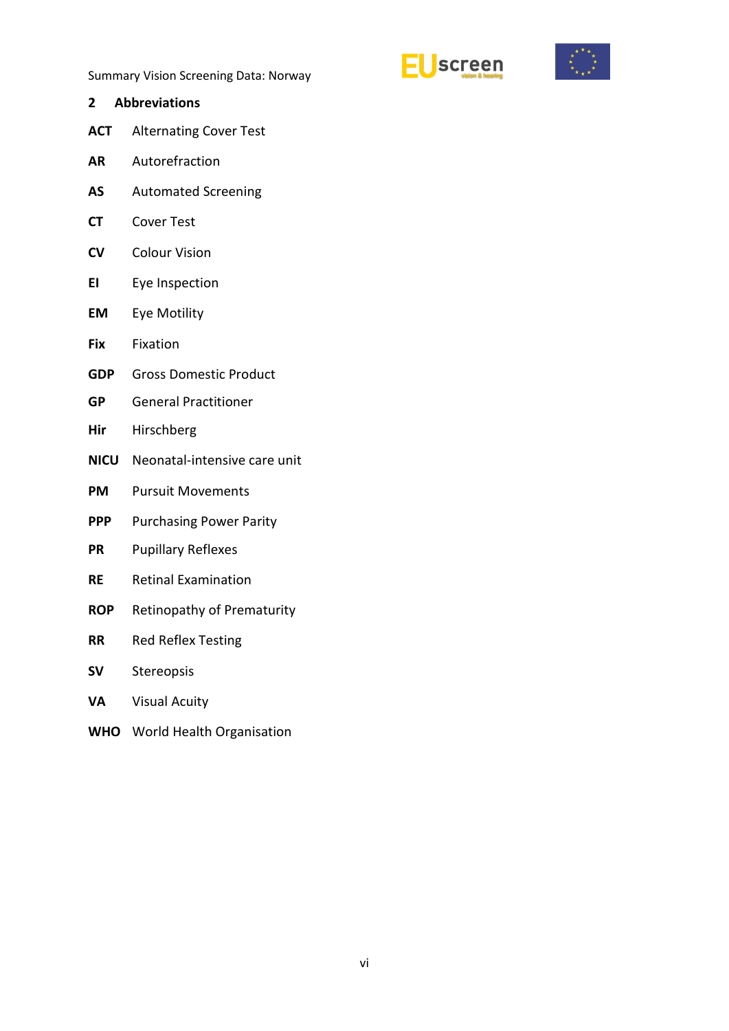## 2 Abbreviations

**ACT** Alternating Cover Test

**AR** Autorefraction

**AS** Automated Screening

**CT** Cover Test

**CV** Colour Vision

**EI** Eye Inspection

**EM** Eye Motility

**Fix** Fixation

**GDP** Gross Domestic Product

**GP** General Practitioner

**Hir** Hirschberg

**NICU** Neonatal-intensive care unit

**PM** Pursuit Movements

**PPP** Purchasing Power Parity

**PR** Pupillary Reflexes

**RE** Retinal Examination

**ROP** Retinopathy of Prematurity

**RR** Red Reflex Testing

**SV** Stereopsis

**VA** Visual Acuity

**WHO** World Health Organisation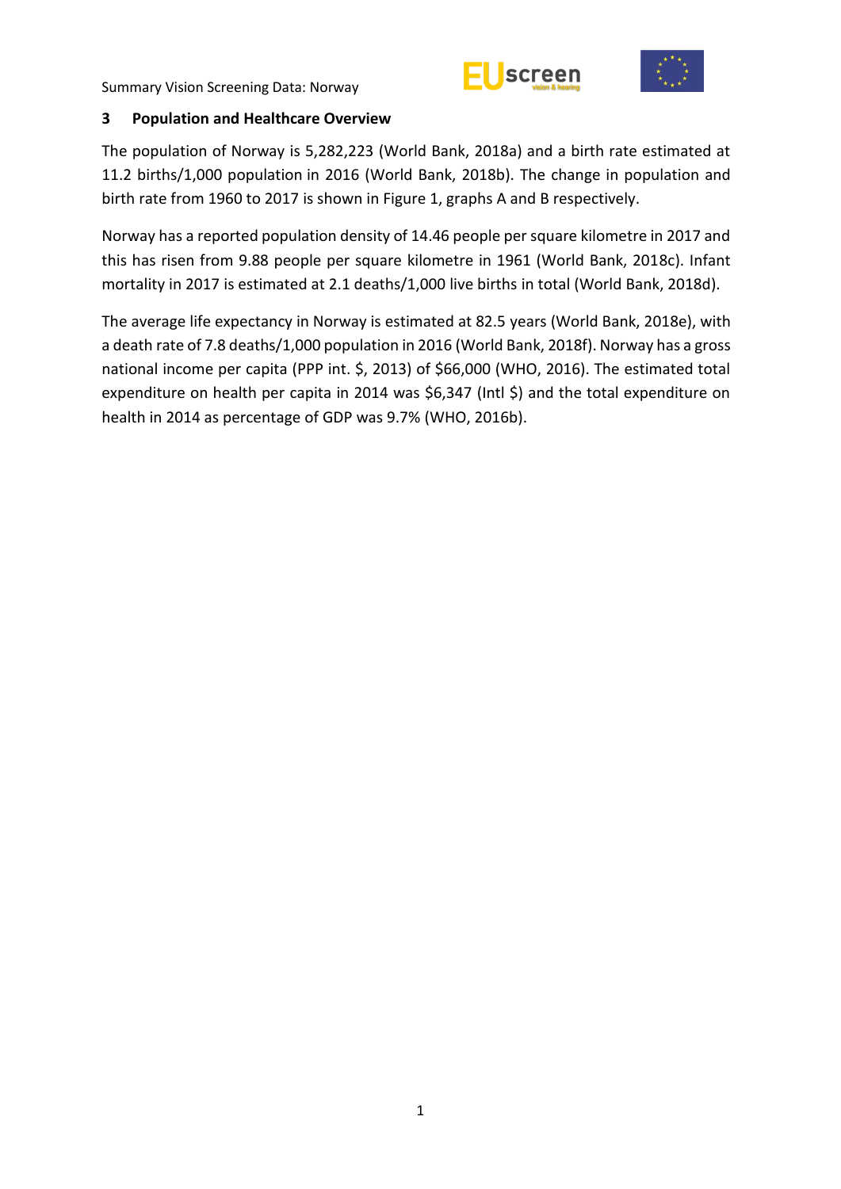## 3 Population and Healthcare Overview

The population of Norway is 5,282,223 (World Bank, 2018a) and a birth rate estimated at 11.2 births/1,000 population in 2016 (World Bank, 2018b). The change in population and birth rate from 1960 to 2017 is shown in Figure 1, graphs A and B respectively.

Norway has a reported population density of 14.46 people per square kilometre in 2017 and this has risen from 9.88 people per square kilometre in 1961 (World Bank, 2018c). Infant mortality in 2017 is estimated at 2.1 deaths/1,000 live births in total (World Bank, 2018d).

The average life expectancy in Norway is estimated at 82.5 years (World Bank, 2018e), with a death rate of 7.8 deaths/1,000 population in 2016 (World Bank, 2018f). Norway has a gross national income per capita (PPP int. $, 2013) of $66,000 (WHO, 2016). The estimated total expenditure on health per capita in 2014 was $6,347 (Intl $) and the total expenditure on health in 2014 as percentage of GDP was 9.7% (WHO, 2016b).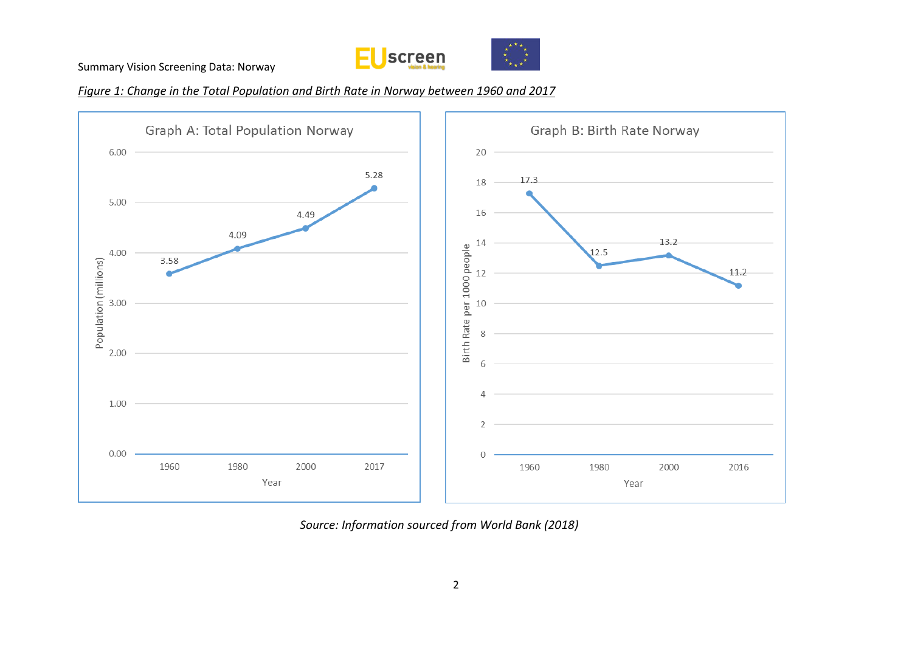*Figure 1: Change in the Total Population and Birth Rate in Norway between 1960 and 2017*

**Graph A: Total Population Norway**

| Year | Population (millions) |
|---|---|
| 1960 | 3.58 |
| 1980 | 4.09 |
| 2000 | 4.49 |
| 2017 | 5.28 |

**Graph B: Birth Rate Norway**

| Year | Birth Rate per 1000 people |
|---|---|
| 1960 | 17.3 |
| 1980 | 12.5 |
| 2000 | 13.2 |
| 2016 | 11.2 |

*Source: Information sourced from World Bank (2018)*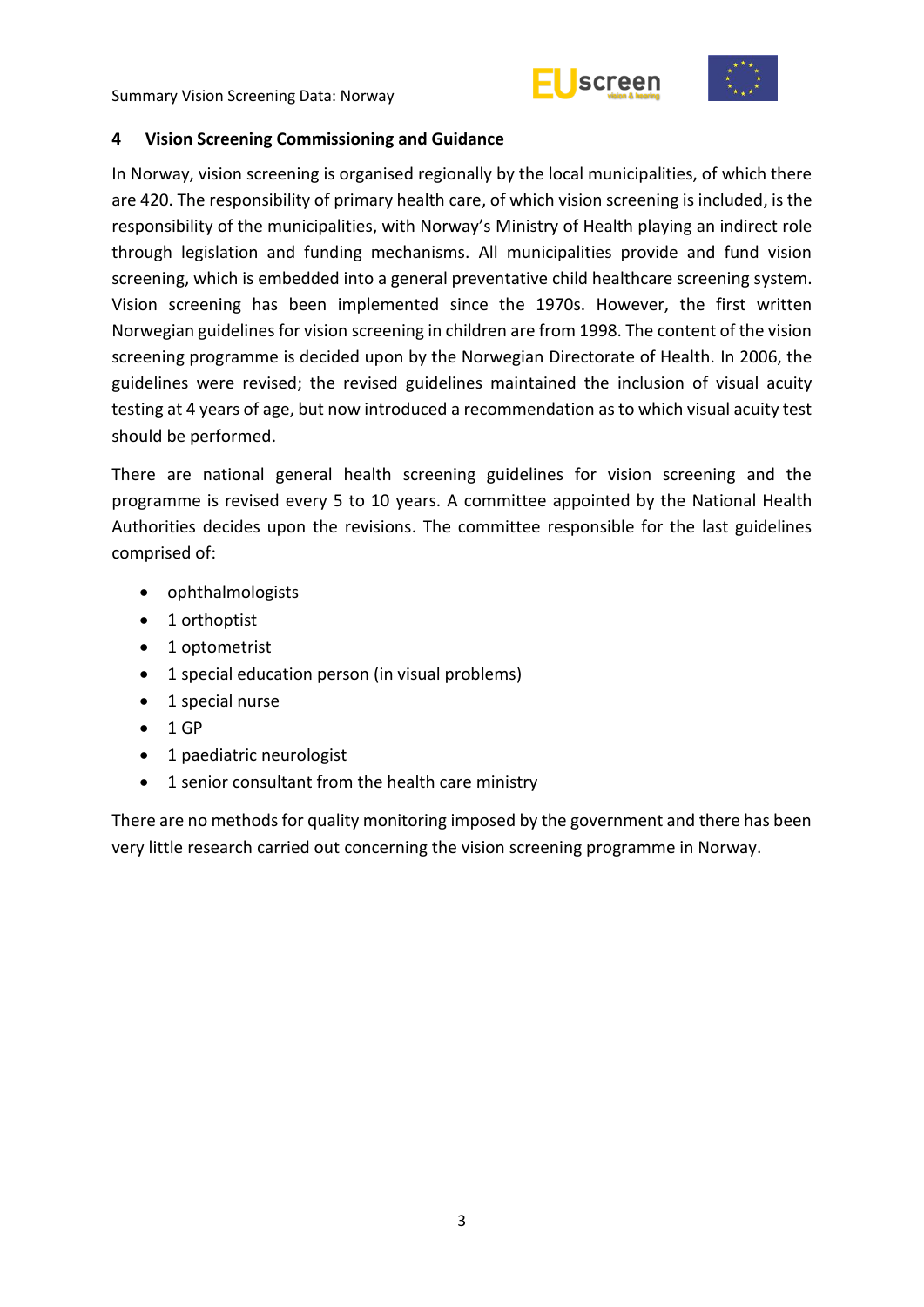## 4 Vision Screening Commissioning and Guidance

In Norway, vision screening is organised regionally by the local municipalities, of which there are 420. The responsibility of primary health care, of which vision screening is included, is the responsibility of the municipalities, with Norway's Ministry of Health playing an indirect role through legislation and funding mechanisms. All municipalities provide and fund vision screening, which is embedded into a general preventative child healthcare screening system. Vision screening has been implemented since the 1970s. However, the first written Norwegian guidelines for vision screening in children are from 1998. The content of the vision screening programme is decided upon by the Norwegian Directorate of Health. In 2006, the guidelines were revised; the revised guidelines maintained the inclusion of visual acuity testing at 4 years of age, but now introduced a recommendation as to which visual acuity test should be performed.

There are national general health screening guidelines for vision screening and the programme is revised every 5 to 10 years. A committee appointed by the National Health Authorities decides upon the revisions. The committee responsible for the last guidelines comprised of:

- ophthalmologists
- 1 orthoptist
- 1 optometrist
- 1 special education person (in visual problems)
- 1 special nurse
- 1 GP
- 1 paediatric neurologist
- 1 senior consultant from the health care ministry

There are no methods for quality monitoring imposed by the government and there has been very little research carried out concerning the vision screening programme in Norway.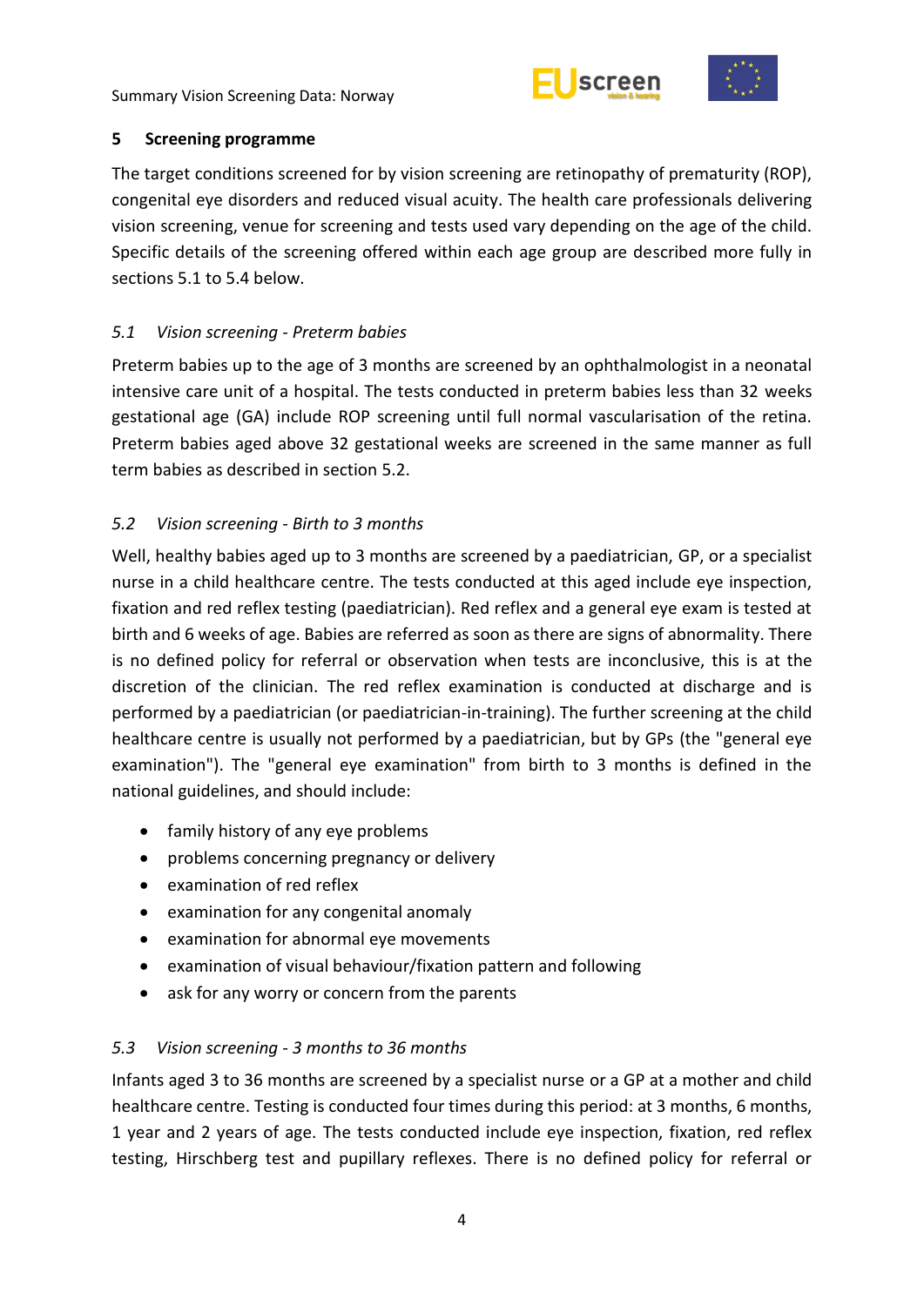## 5 Screening programme

The target conditions screened for by vision screening are retinopathy of prematurity (ROP), congenital eye disorders and reduced visual acuity. The health care professionals delivering vision screening, venue for screening and tests used vary depending on the age of the child. Specific details of the screening offered within each age group are described more fully in sections 5.1 to 5.4 below.

### *5.1 Vision screening - Preterm babies*

Preterm babies up to the age of 3 months are screened by an ophthalmologist in a neonatal intensive care unit of a hospital. The tests conducted in preterm babies less than 32 weeks gestational age (GA) include ROP screening until full normal vascularisation of the retina. Preterm babies aged above 32 gestational weeks are screened in the same manner as full term babies as described in section 5.2.

### *5.2 Vision screening - Birth to 3 months*

Well, healthy babies aged up to 3 months are screened by a paediatrician, GP, or a specialist nurse in a child healthcare centre. The tests conducted at this aged include eye inspection, fixation and red reflex testing (paediatrician). Red reflex and a general eye exam is tested at birth and 6 weeks of age. Babies are referred as soon as there are signs of abnormality. There is no defined policy for referral or observation when tests are inconclusive, this is at the discretion of the clinician. The red reflex examination is conducted at discharge and is performed by a paediatrician (or paediatrician-in-training). The further screening at the child healthcare centre is usually not performed by a paediatrician, but by GPs (the "general eye examination"). The "general eye examination" from birth to 3 months is defined in the national guidelines, and should include:

- family history of any eye problems
- problems concerning pregnancy or delivery
- examination of red reflex
- examination for any congenital anomaly
- examination for abnormal eye movements
- examination of visual behaviour/fixation pattern and following
- ask for any worry or concern from the parents

### *5.3 Vision screening - 3 months to 36 months*

Infants aged 3 to 36 months are screened by a specialist nurse or a GP at a mother and child healthcare centre. Testing is conducted four times during this period: at 3 months, 6 months, 1 year and 2 years of age. The tests conducted include eye inspection, fixation, red reflex testing, Hirschberg test and pupillary reflexes. There is no defined policy for referral or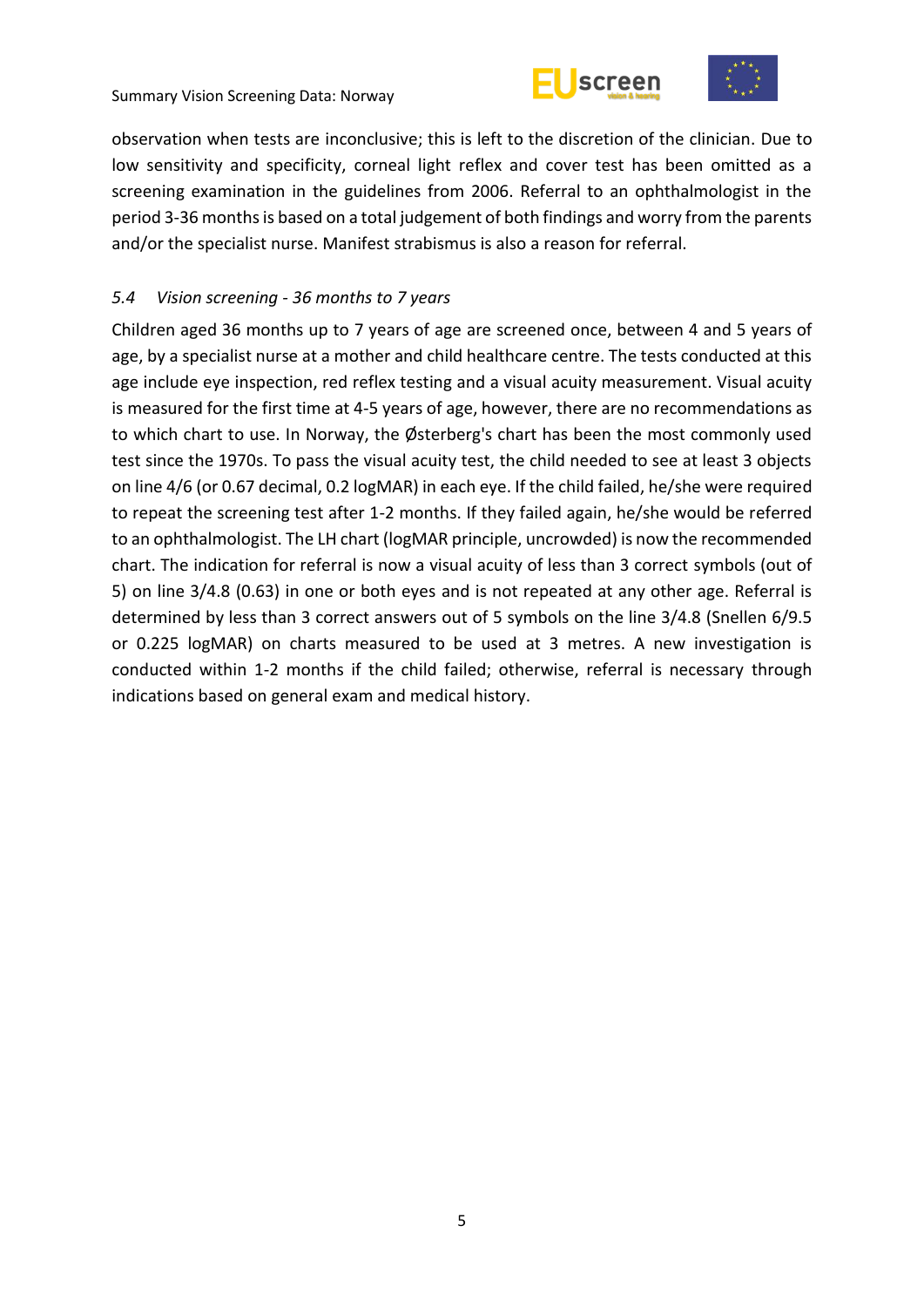observation when tests are inconclusive; this is left to the discretion of the clinician. Due to low sensitivity and specificity, corneal light reflex and cover test has been omitted as a screening examination in the guidelines from 2006. Referral to an ophthalmologist in the period 3-36 months is based on a total judgement of both findings and worry from the parents and/or the specialist nurse. Manifest strabismus is also a reason for referral.

### *5.4 Vision screening - 36 months to 7 years*

Children aged 36 months up to 7 years of age are screened once, between 4 and 5 years of age, by a specialist nurse at a mother and child healthcare centre. The tests conducted at this age include eye inspection, red reflex testing and a visual acuity measurement. Visual acuity is measured for the first time at 4-5 years of age, however, there are no recommendations as to which chart to use. In Norway, the Østerberg's chart has been the most commonly used test since the 1970s. To pass the visual acuity test, the child needed to see at least 3 objects on line 4/6 (or 0.67 decimal, 0.2 logMAR) in each eye. If the child failed, he/she were required to repeat the screening test after 1-2 months. If they failed again, he/she would be referred to an ophthalmologist. The LH chart (logMAR principle, uncrowded) is now the recommended chart. The indication for referral is now a visual acuity of less than 3 correct symbols (out of 5) on line 3/4.8 (0.63) in one or both eyes and is not repeated at any other age. Referral is determined by less than 3 correct answers out of 5 symbols on the line 3/4.8 (Snellen 6/9.5 or 0.225 logMAR) on charts measured to be used at 3 metres. A new investigation is conducted within 1-2 months if the child failed; otherwise, referral is necessary through indications based on general exam and medical history.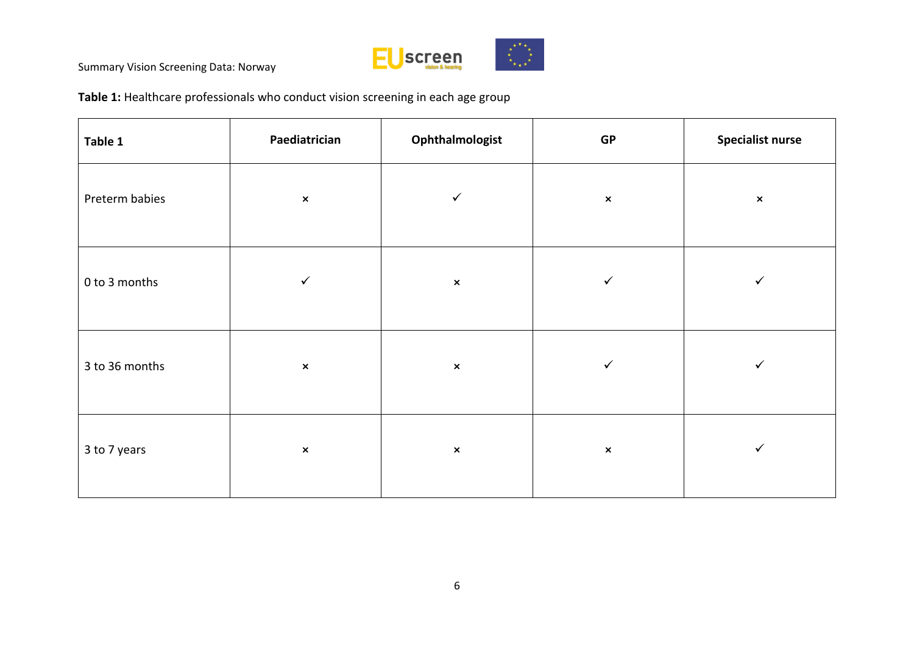**Table 1:** Healthcare professionals who conduct vision screening in each age group

| Table 1 | Paediatrician | Ophthalmologist | GP | Specialist nurse |
|---|---|---|---|---|
| Preterm babies | × | ✓ | × | × |
| 0 to 3 months | ✓ | × | ✓ | ✓ |
| 3 to 36 months | × | × | ✓ | ✓ |
| 3 to 7 years | × | × | × | ✓ |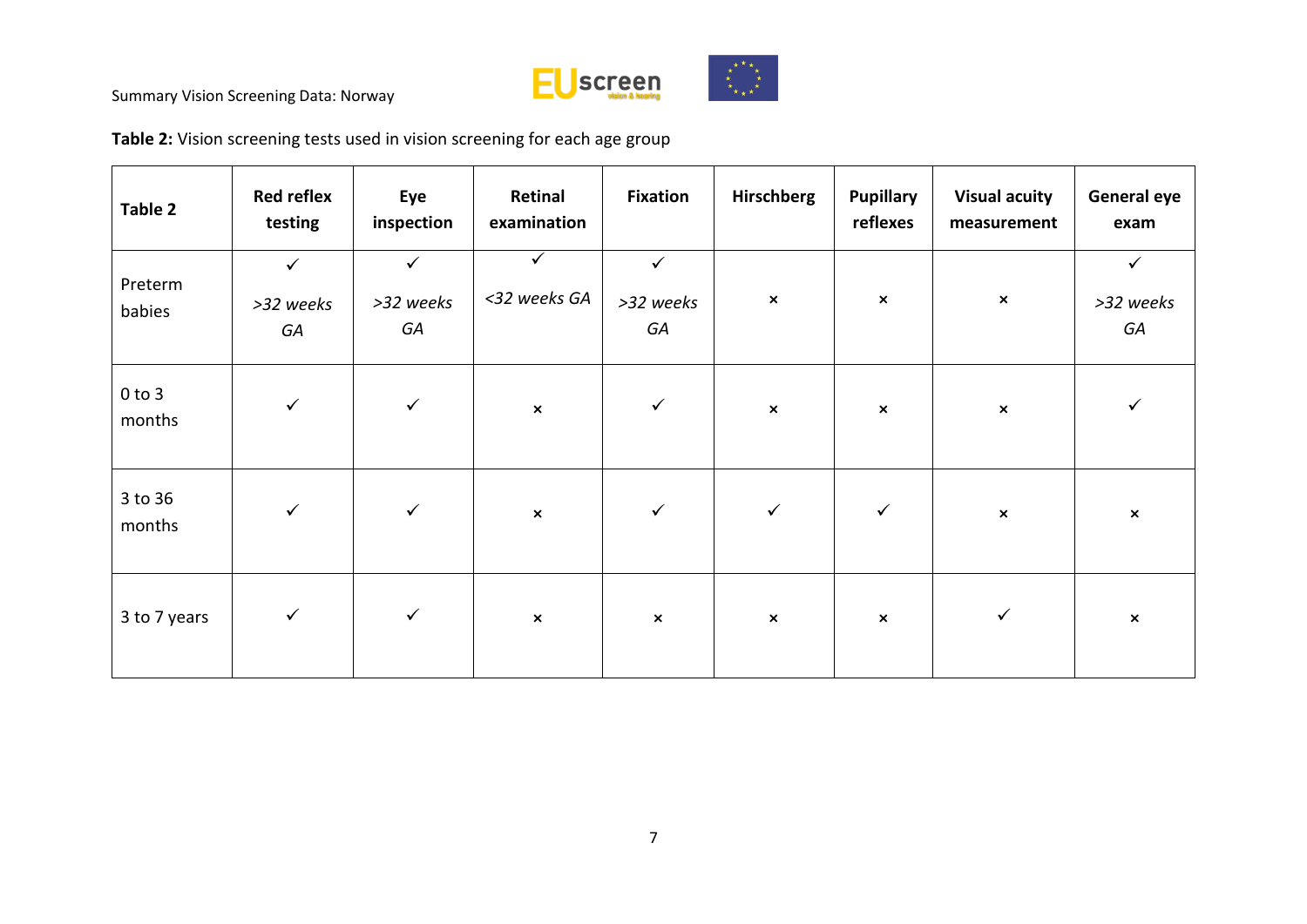**Table 2:** Vision screening tests used in vision screening for each age group

| Table 2 | Red reflex testing | Eye inspection | Retinal examination | Fixation | Hirschberg | Pupillary reflexes | Visual acuity measurement | General eye exam |
|---|---|---|---|---|---|---|---|---|
| Preterm babies | ✓ *>32 weeks GA* | ✓ *>32 weeks GA* | ✓ *<32 weeks GA* | ✓ *>32 weeks GA* | × | × | × | ✓ *>32 weeks GA* |
| 0 to 3 months | ✓ | ✓ | × | ✓ | × | × | × | ✓ |
| 3 to 36 months | ✓ | ✓ | × | ✓ | ✓ | ✓ | × | × |
| 3 to 7 years | ✓ | ✓ | × | × | × | × | ✓ | × |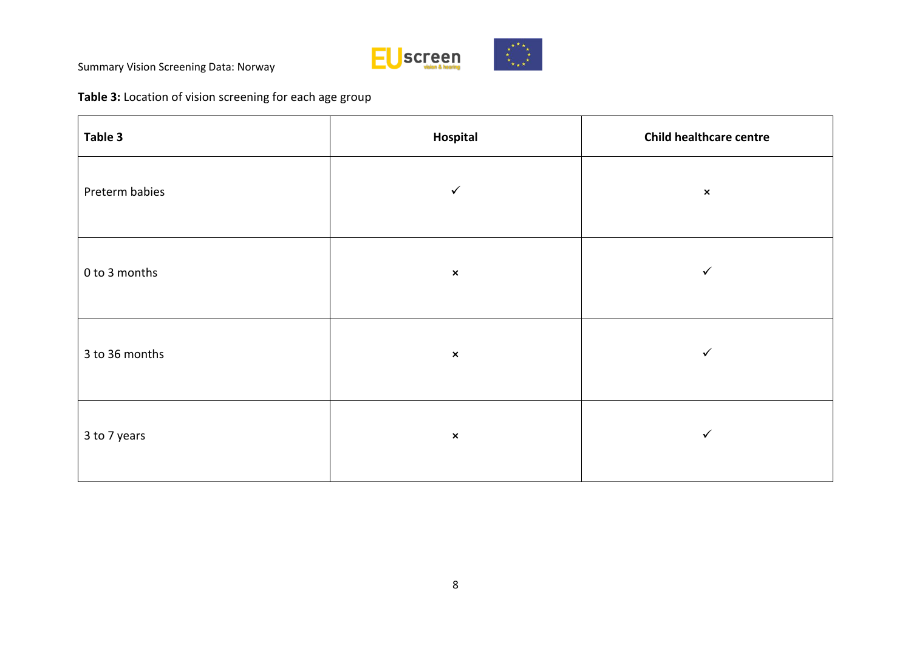**Table 3:** Location of vision screening for each age group

| Table 3 | Hospital | Child healthcare centre |
|---|---|---|
| Preterm babies | ✓ | × |
| 0 to 3 months | × | ✓ |
| 3 to 36 months | × | ✓ |
| 3 to 7 years | × | ✓ |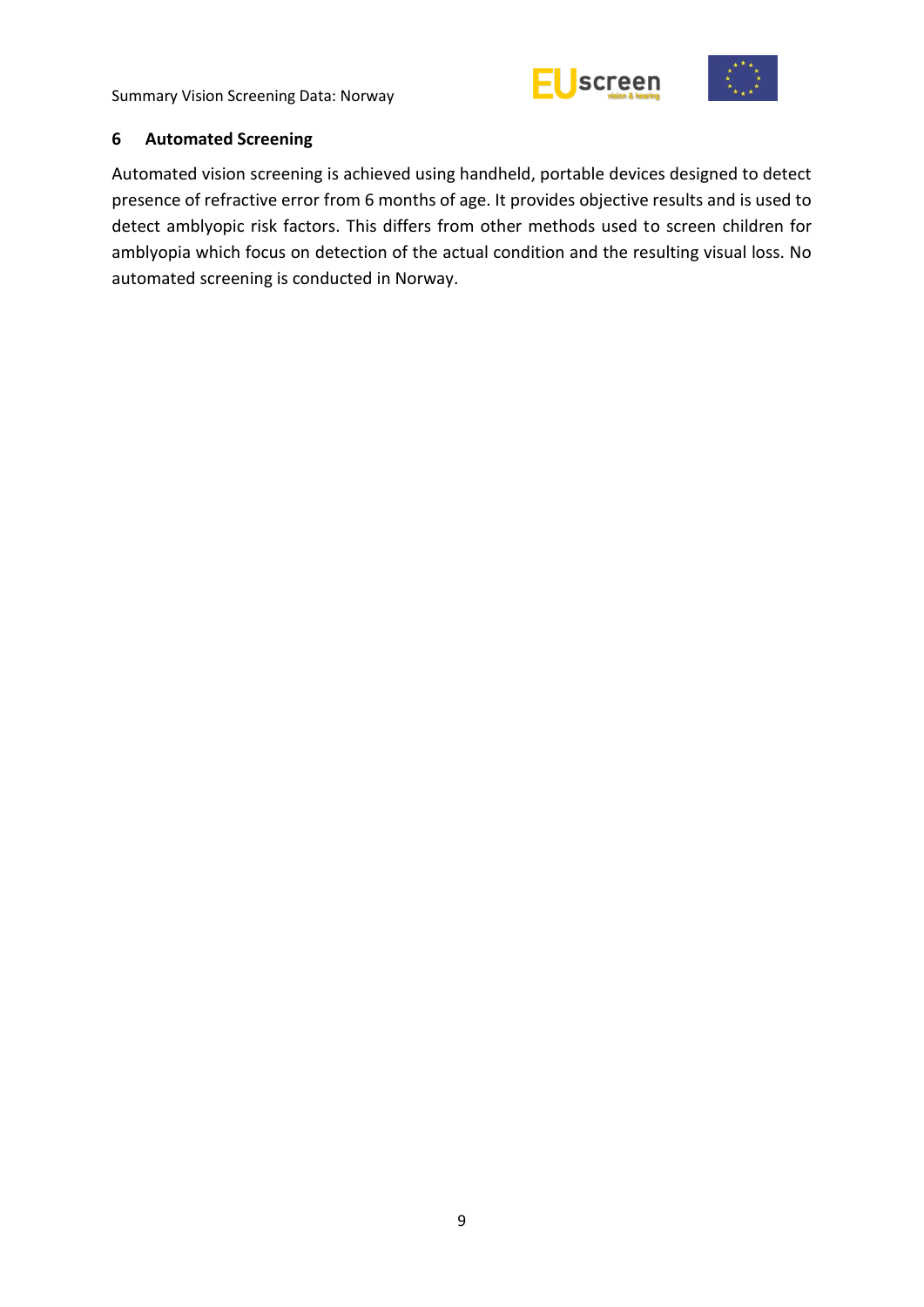## 6 Automated Screening

Automated vision screening is achieved using handheld, portable devices designed to detect presence of refractive error from 6 months of age. It provides objective results and is used to detect amblyopic risk factors. This differs from other methods used to screen children for amblyopia which focus on detection of the actual condition and the resulting visual loss. No automated screening is conducted in Norway.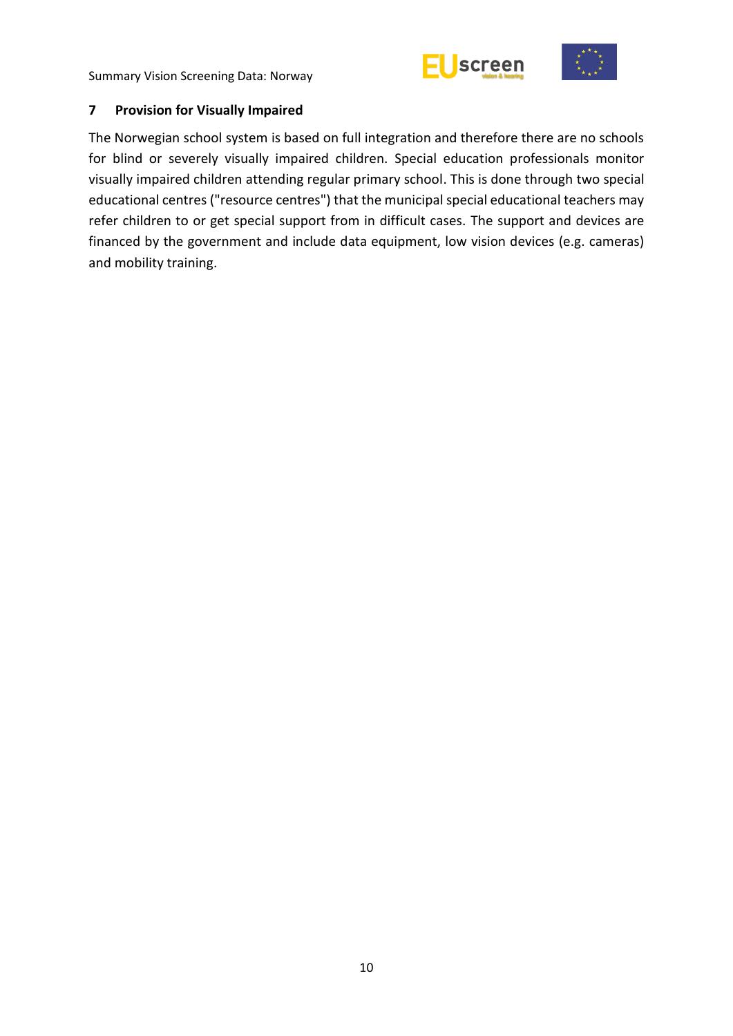## 7 Provision for Visually Impaired

The Norwegian school system is based on full integration and therefore there are no schools for blind or severely visually impaired children. Special education professionals monitor visually impaired children attending regular primary school. This is done through two special educational centres ("resource centres") that the municipal special educational teachers may refer children to or get special support from in difficult cases. The support and devices are financed by the government and include data equipment, low vision devices (e.g. cameras) and mobility training.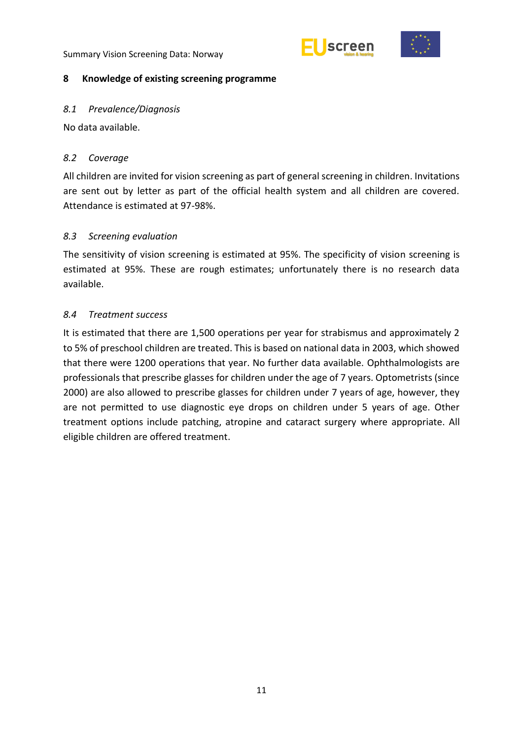## 8 Knowledge of existing screening programme

### *8.1 Prevalence/Diagnosis*

No data available.

### *8.2 Coverage*

All children are invited for vision screening as part of general screening in children. Invitations are sent out by letter as part of the official health system and all children are covered. Attendance is estimated at 97-98%.

### *8.3 Screening evaluation*

The sensitivity of vision screening is estimated at 95%. The specificity of vision screening is estimated at 95%. These are rough estimates; unfortunately there is no research data available.

### *8.4 Treatment success*

It is estimated that there are 1,500 operations per year for strabismus and approximately 2 to 5% of preschool children are treated. This is based on national data in 2003, which showed that there were 1200 operations that year. No further data available. Ophthalmologists are professionals that prescribe glasses for children under the age of 7 years. Optometrists (since 2000) are also allowed to prescribe glasses for children under 7 years of age, however, they are not permitted to use diagnostic eye drops on children under 5 years of age. Other treatment options include patching, atropine and cataract surgery where appropriate. All eligible children are offered treatment.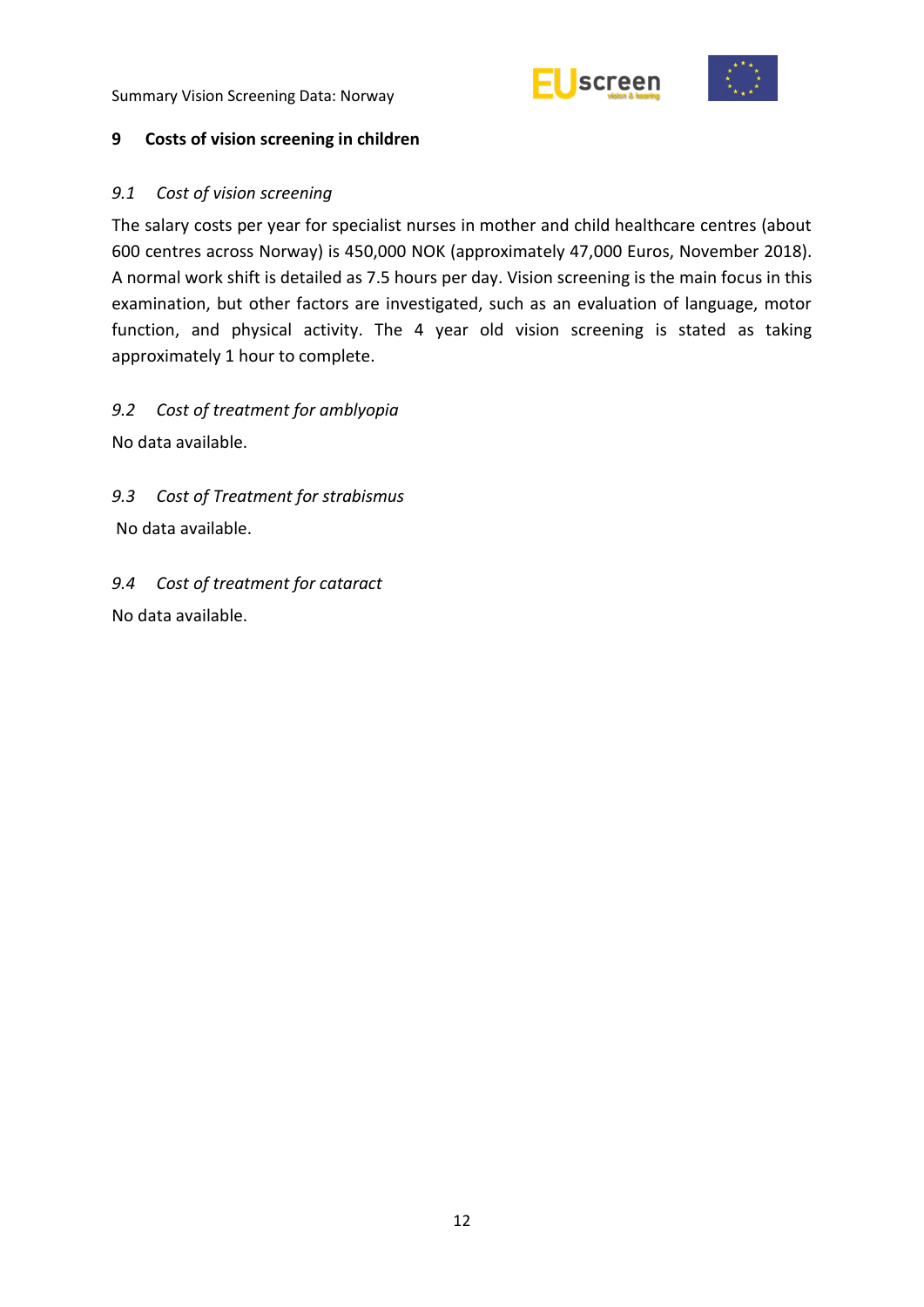# 9 Costs of vision screening in children

## *9.1 Cost of vision screening*

The salary costs per year for specialist nurses in mother and child healthcare centres (about 600 centres across Norway) is 450,000 NOK (approximately 47,000 Euros, November 2018). A normal work shift is detailed as 7.5 hours per day. Vision screening is the main focus in this examination, but other factors are investigated, such as an evaluation of language, motor function, and physical activity. The 4 year old vision screening is stated as taking approximately 1 hour to complete.

## *9.2 Cost of treatment for amblyopia*

No data available.

## *9.3 Cost of Treatment for strabismus*

No data available.

## *9.4 Cost of treatment for cataract*

No data available.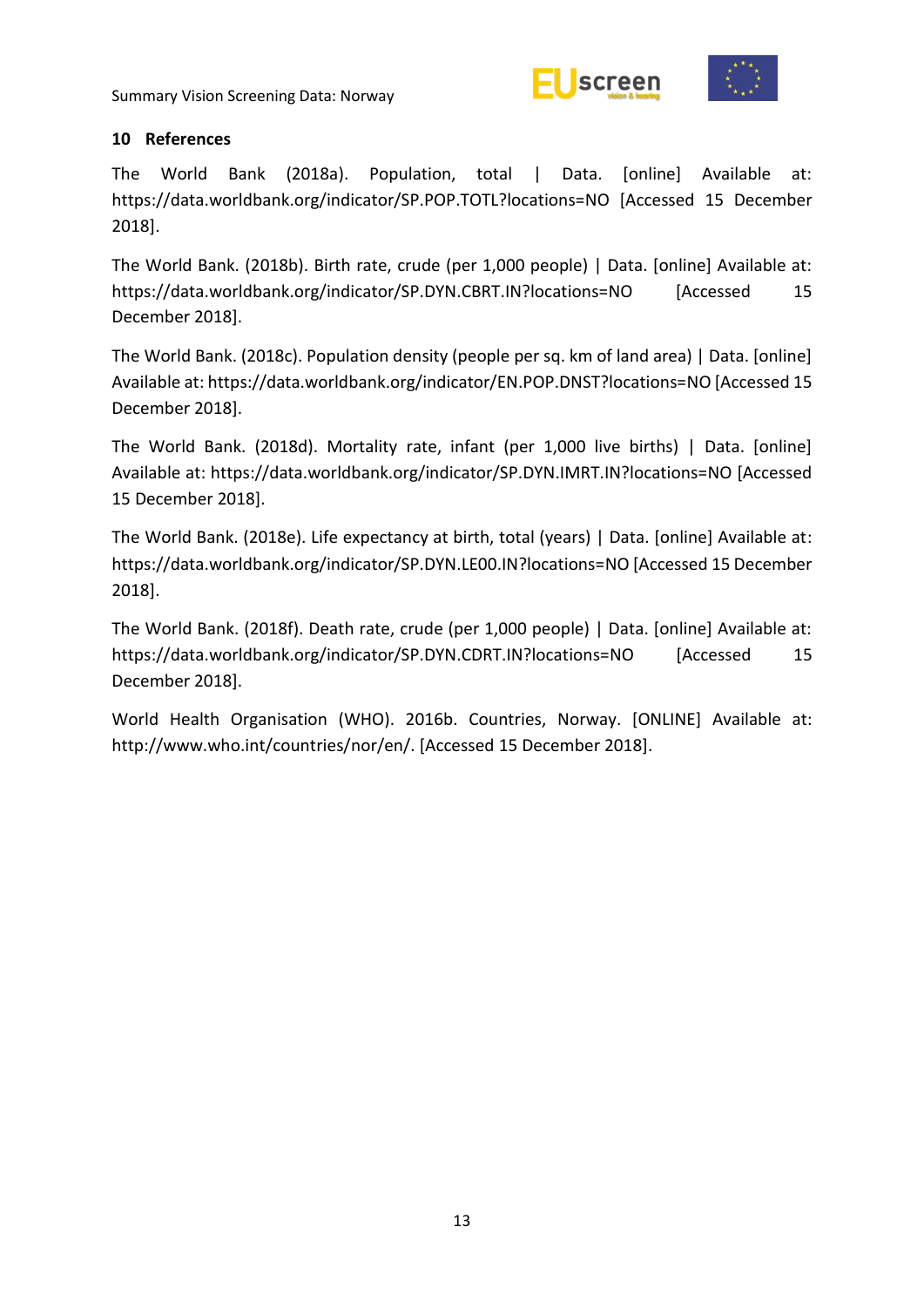## 10 References

The World Bank (2018a). Population, total | Data. [online] Available at: https://data.worldbank.org/indicator/SP.POP.TOTL?locations=NO [Accessed 15 December 2018].

The World Bank. (2018b). Birth rate, crude (per 1,000 people) | Data. [online] Available at: https://data.worldbank.org/indicator/SP.DYN.CBRT.IN?locations=NO [Accessed 15 December 2018].

The World Bank. (2018c). Population density (people per sq. km of land area) | Data. [online] Available at: https://data.worldbank.org/indicator/EN.POP.DNST?locations=NO [Accessed 15 December 2018].

The World Bank. (2018d). Mortality rate, infant (per 1,000 live births) | Data. [online] Available at: https://data.worldbank.org/indicator/SP.DYN.IMRT.IN?locations=NO [Accessed 15 December 2018].

The World Bank. (2018e). Life expectancy at birth, total (years) | Data. [online] Available at: https://data.worldbank.org/indicator/SP.DYN.LE00.IN?locations=NO [Accessed 15 December 2018].

The World Bank. (2018f). Death rate, crude (per 1,000 people) | Data. [online] Available at: https://data.worldbank.org/indicator/SP.DYN.CDRT.IN?locations=NO [Accessed 15 December 2018].

World Health Organisation (WHO). 2016b. Countries, Norway. [ONLINE] Available at: http://www.who.int/countries/nor/en/. [Accessed 15 December 2018].